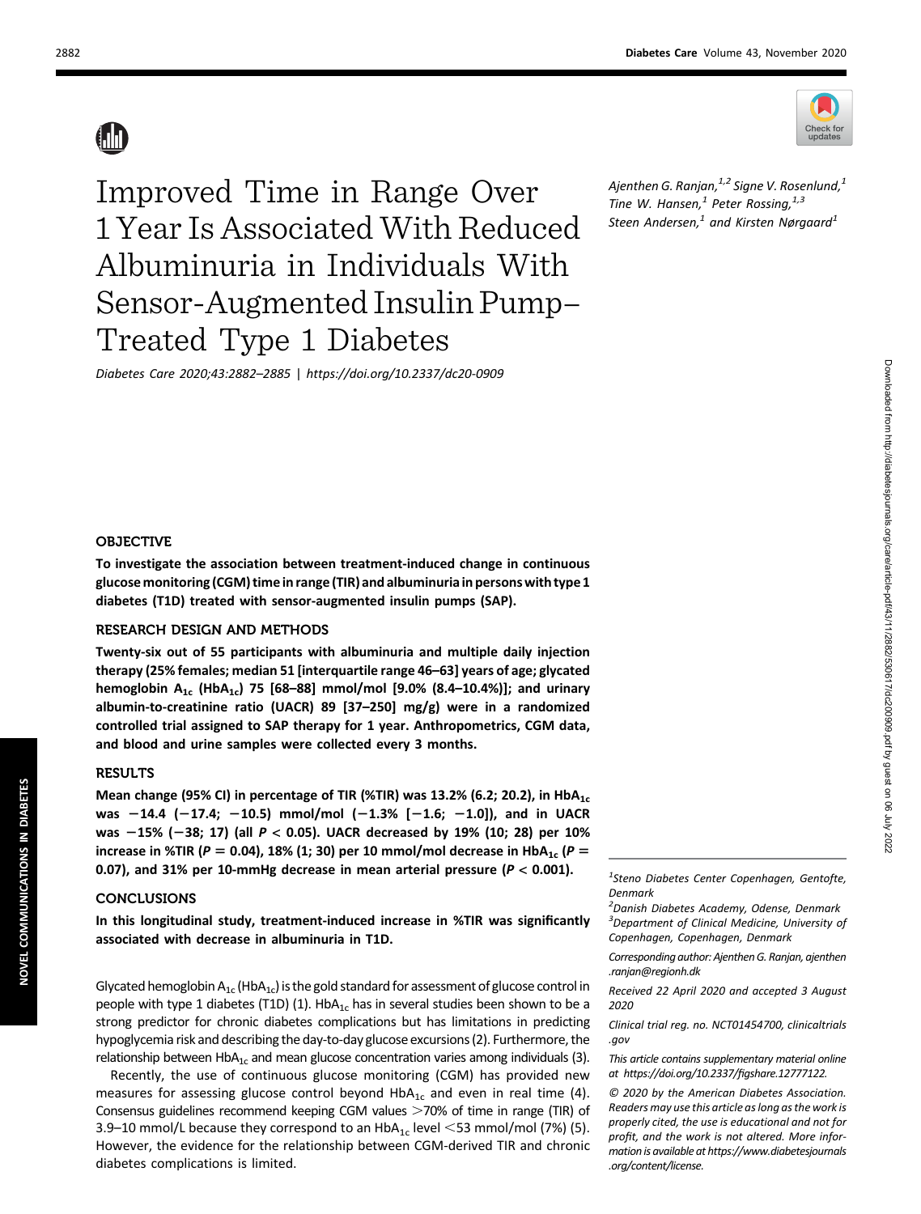# Improved Time in Range Over 1 Year Is Associated With Reduced Albuminuria in Individuals With Sensor-Augmented Insulin Pump–Treated Type 1 Diabetes

*Diabetes Care 2020;43:2882–2885 | https://doi.org/10.2337/dc20-0909*

*Ajenthen G. Ranjan,[1,2] Signe V. Rosenlund,[1] Tine W. Hansen,[1] Peter Rossing,[1,3] Steen Andersen,[1] and Kirsten Nørgaard[1]*

### OBJECTIVE

**To investigate the association between treatment-induced change in continuous glucose monitoring (CGM) time in range (TIR) and albuminuria in persons with type 1 diabetes (T1D) treated with sensor-augmented insulin pumps (SAP).**

### RESEARCH DESIGN AND METHODS

**Twenty-six out of 55 participants with albuminuria and multiple daily injection therapy (25% females; median 51 [interquartile range 46–63] years of age; glycated hemoglobin $A_{1c}$ ($HbA_{1c}$) 75 [68–88] mmol/mol [9.0% (8.4–10.4%)]; and urinary albumin-to-creatinine ratio (UACR) 89 [37–250] mg/g) were in a randomized controlled trial assigned to SAP therapy for 1 year. Anthropometrics, CGM data, and blood and urine samples were collected every 3 months.**

### RESULTS

**Mean change (95% CI) in percentage of TIR (%TIR) was 13.2% (6.2; 20.2), in $HbA_{1c}$ was −14.4 (−17.4; −10.5) mmol/mol (−1.3% [−1.6; −1.0]), and in UACR was −15% (−38; 17) (all $P < 0.05$). UACR decreased by 19% (10; 28) per 10% increase in %TIR ($P = 0.04$), 18% (1; 30) per 10 mmol/mol decrease in $HbA_{1c}$ ($P = 0.07$), and 31% per 10-mmHg decrease in mean arterial pressure ($P < 0.001$).**

### CONCLUSIONS

**In this longitudinal study, treatment-induced increase in %TIR was significantly associated with decrease in albuminuria in T1D.**

Glycated hemoglobin $A_{1c}$ ($HbA_{1c}$) is the gold standard for assessment of glucose control in people with type 1 diabetes (T1D) (1). $HbA_{1c}$ has in several studies been shown to be a strong predictor for chronic diabetes complications but has limitations in predicting hypoglycemia risk and describing the day-to-day glucose excursions (2). Furthermore, the relationship between $HbA_{1c}$ and mean glucose concentration varies among individuals (3).

Recently, the use of continuous glucose monitoring (CGM) has provided new measures for assessing glucose control beyond $HbA_{1c}$ and even in real time (4). Consensus guidelines recommend keeping CGM values >70% of time in range (TIR) of 3.9–10 mmol/L because they correspond to an $HbA_{1c}$ level <53 mmol/mol (7%) (5). However, the evidence for the relationship between CGM-derived TIR and chronic diabetes complications is limited.

[1]Steno Diabetes Center Copenhagen, Gentofte, Denmark
[2]Danish Diabetes Academy, Odense, Denmark
[3]Department of Clinical Medicine, University of Copenhagen, Copenhagen, Denmark

Corresponding author: Ajenthen G. Ranjan, ajenthen.ranjan@regionh.dk

Received 22 April 2020 and accepted 3 August 2020

Clinical trial reg. no. NCT01454700, clinicaltrials.gov

This article contains supplementary material online at https://doi.org/10.2337/figshare.12777122.

© 2020 by the American Diabetes Association. Readers may use this article as long as the work is properly cited, the use is educational and not for profit, and the work is not altered. More information is available at https://www.diabetesjournals.org/content/license.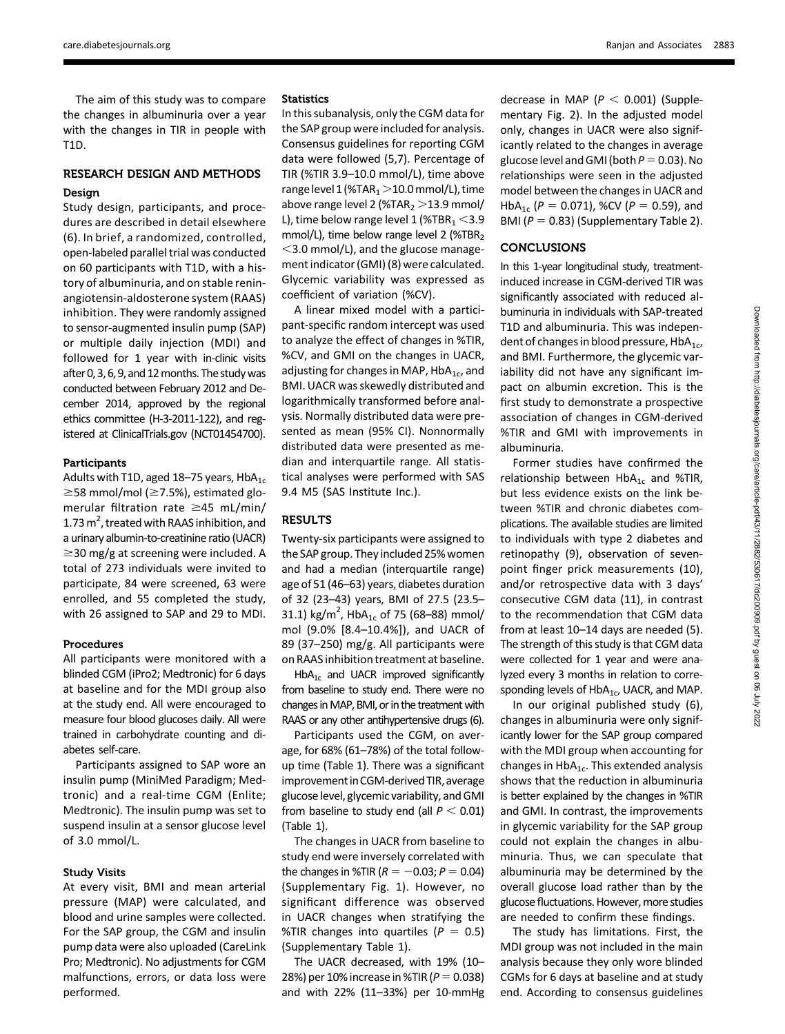The aim of this study was to compare the changes in albuminuria over a year with the changes in TIR in people with T1D.

## RESEARCH DESIGN AND METHODS

### Design

Study design, participants, and procedures are described in detail elsewhere (6). In brief, a randomized, controlled, open-labeled parallel trial was conducted on 60 participants with T1D, with a history of albuminuria, and on stable renin-angiotensin-aldosterone system (RAAS) inhibition. They were randomly assigned to sensor-augmented insulin pump (SAP) or multiple daily injection (MDI) and followed for 1 year with in-clinic visits after 0, 3, 6, 9, and 12 months. The study was conducted between February 2012 and December 2014, approved by the regional ethics committee (H-3-2011-122), and registered at ClinicalTrials.gov (NCT01454700).

### Participants

Adults with T1D, aged 18–75 years, $HbA_{1c}$ ≥58 mmol/mol (≥7.5%), estimated glomerular filtration rate ≥45 mL/min/1.73 $m^2$, treated with RAAS inhibition, and a urinary albumin-to-creatinine ratio (UACR) ≥30 mg/g at screening were included. A total of 273 individuals were invited to participate, 84 were screened, 63 were enrolled, and 55 completed the study, with 26 assigned to SAP and 29 to MDI.

### Procedures

All participants were monitored with a blinded CGM (iPro2; Medtronic) for 6 days at baseline and for the MDI group also at the study end. All were encouraged to measure four blood glucoses daily. All were trained in carbohydrate counting and diabetes self-care.

Participants assigned to SAP wore an insulin pump (MiniMed Paradigm; Medtronic) and a real-time CGM (Enlite; Medtronic). The insulin pump was set to suspend insulin at a sensor glucose level of 3.0 mmol/L.

### Study Visits

At every visit, BMI and mean arterial pressure (MAP) were calculated, and blood and urine samples were collected. For the SAP group, the CGM and insulin pump data were also uploaded (CareLink Pro; Medtronic). No adjustments for CGM malfunctions, errors, or data loss were performed.

### Statistics

In this subanalysis, only the CGM data for the SAP group were included for analysis. Consensus guidelines for reporting CGM data were followed (5,7). Percentage of TIR (%TIR 3.9–10.0 mmol/L), time above range level 1 (%$TAR_1$ >10.0 mmol/L), time above range level 2 (%$TAR_2$ >13.9 mmol/L), time below range level 1 (%$TBR_1$ <3.9 mmol/L), time below range level 2 (%$TBR_2$ <3.0 mmol/L), and the glucose management indicator (GMI) (8) were calculated. Glycemic variability was expressed as coefficient of variation (%CV).

A linear mixed model with a participant-specific random intercept was used to analyze the effect of changes in %TIR, %CV, and GMI on the changes in UACR, adjusting for changes in MAP, $HbA_{1c}$, and BMI. UACR was skewedly distributed and logarithmically transformed before analysis. Normally distributed data were presented as mean (95% CI). Nonnormally distributed data were presented as median and interquartile range. All statistical analyses were performed with SAS 9.4 M5 (SAS Institute Inc.).

## RESULTS

Twenty-six participants were assigned to the SAP group. They included 25% women and had a median (interquartile range) age of 51 (46–63) years, diabetes duration of 32 (23–43) years, BMI of 27.5 (23.5–31.1) kg/$m^2$, $HbA_{1c}$ of 75 (68–88) mmol/mol (9.0% [8.4–10.4%]), and UACR of 89 (37–250) mg/g. All participants were on RAAS inhibition treatment at baseline.

$HbA_{1c}$ and UACR improved significantly from baseline to study end. There were no changes in MAP, BMI, or in the treatment with RAAS or any other antihypertensive drugs (6).

Participants used the CGM, on average, for 68% (61–78%) of the total follow-up time (Table 1). There was a significant improvement in CGM-derived TIR, average glucose level, glycemic variability, and GMI from baseline to study end (all $P < 0.01$) (Table 1).

The changes in UACR from baseline to study end were inversely correlated with the changes in %TIR ($R = -0.03$; $P = 0.04$) (Supplementary Fig. 1). However, no significant difference was observed in UACR changes when stratifying the %TIR changes into quartiles ($P = 0.5$) (Supplementary Table 1).

The UACR decreased, with 19% (10–28%) per 10% increase in %TIR ($P = 0.038$) and with 22% (11–33%) per 10-mmHg decrease in MAP ($P < 0.001$) (Supplementary Fig. 2). In the adjusted model only, changes in UACR were also significantly related to the changes in average glucose level and GMI (both $P = 0.03$). No relationships were seen in the adjusted model between the changes in UACR and $HbA_{1c}$ ($P = 0.071$), %CV ($P = 0.59$), and BMI ($P = 0.83$) (Supplementary Table 2).

## CONCLUSIONS

In this 1-year longitudinal study, treatment-induced increase in CGM-derived TIR was significantly associated with reduced albuminuria in individuals with SAP-treated T1D and albuminuria. This was independent of changes in blood pressure, $HbA_{1c}$, and BMI. Furthermore, the glycemic variability did not have any significant impact on albumin excretion. This is the first study to demonstrate a prospective association of changes in CGM-derived %TIR and GMI with improvements in albuminuria.

Former studies have confirmed the relationship between $HbA_{1c}$ and %TIR, but less evidence exists on the link between %TIR and chronic diabetes complications. The available studies are limited to individuals with type 2 diabetes and retinopathy (9), observation of seven-point finger prick measurements (10), and/or retrospective data with 3 days' consecutive CGM data (11), in contrast to the recommendation that CGM data from at least 10–14 days are needed (5). The strength of this study is that CGM data were collected for 1 year and were analyzed every 3 months in relation to corresponding levels of $HbA_{1c}$, UACR, and MAP.

In our original published study (6), changes in albuminuria were only significantly lower for the SAP group compared with the MDI group when accounting for changes in $HbA_{1c}$. This extended analysis shows that the reduction in albuminuria is better explained by the changes in %TIR and GMI. In contrast, the improvements in glycemic variability for the SAP group could not explain the changes in albuminuria. Thus, we can speculate that albuminuria may be determined by the overall glucose load rather than by the glucose fluctuations. However, more studies are needed to confirm these findings.

The study has limitations. First, the MDI group was not included in the main analysis because they only wore blinded CGMs for 6 days at baseline and at study end. According to consensus guidelines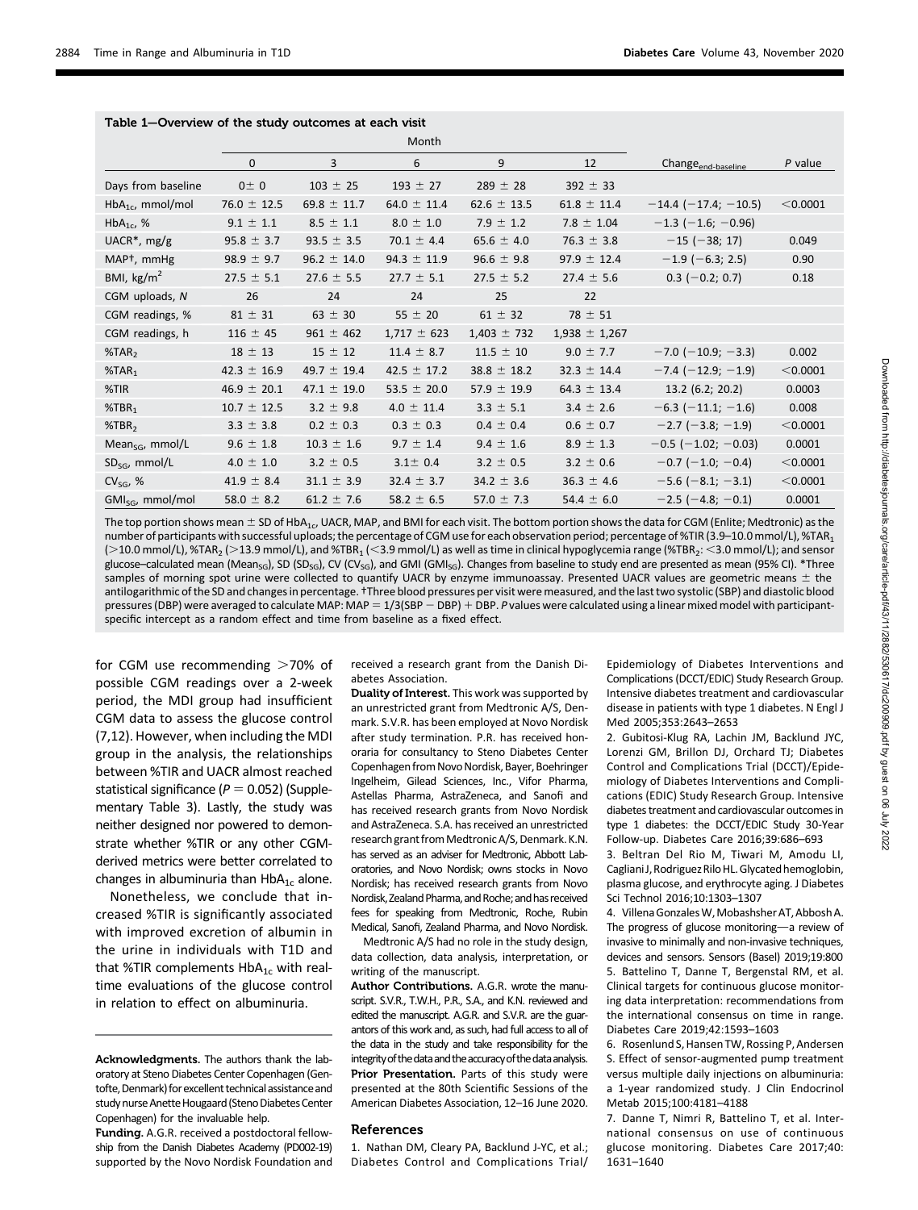**Table 1—Overview of the study outcomes at each visit**

| | Month | | | | | | |
|---|---|---|---|---|---|---|---|
| | 0 | 3 | 6 | 9 | 12 | Change$_{end-baseline}$ | *P* value |
| Days from baseline | 0± 0 | 103 ± 25 | 193 ± 27 | 289 ± 28 | 392 ± 33 | | |
| $HbA_{1c}$, mmol/mol | 76.0 ± 12.5 | 69.8 ± 11.7 | 64.0 ± 11.4 | 62.6 ± 13.5 | 61.8 ± 11.4 | −14.4 (−17.4; −10.5) | <0.0001 |
| $HbA_{1c}$, % | 9.1 ± 1.1 | 8.5 ± 1.1 | 8.0 ± 1.0 | 7.9 ± 1.2 | 7.8 ± 1.04 | −1.3 (−1.6; −0.96) | |
| UACR*, mg/g | 95.8 ± 3.7 | 93.5 ± 3.5 | 70.1 ± 4.4 | 65.6 ± 4.0 | 76.3 ± 3.8 | −15 (−38; 17) | 0.049 |
| MAP†, mmHg | 98.9 ± 9.7 | 96.2 ± 14.0 | 94.3 ± 11.9 | 96.6 ± 9.8 | 97.9 ± 12.4 | −1.9 (−6.3; 2.5) | 0.90 |
| BMI, $kg/m^2$ | 27.5 ± 5.1 | 27.6 ± 5.5 | 27.7 ± 5.1 | 27.5 ± 5.2 | 27.4 ± 5.6 | 0.3 (−0.2; 0.7) | 0.18 |
| CGM uploads, *N* | 26 | 24 | 24 | 25 | 22 | | |
| CGM readings, % | 81 ± 31 | 63 ± 30 | 55 ± 20 | 61 ± 32 | 78 ± 51 | | |
| CGM readings, h | 116 ± 45 | 961 ± 462 | 1,717 ± 623 | 1,403 ± 732 | 1,938 ± 1,267 | | |
| %$TAR_2$ | 18 ± 13 | 15 ± 12 | 11.4 ± 8.7 | 11.5 ± 10 | 9.0 ± 7.7 | −7.0 (−10.9; −3.3) | 0.002 |
| %$TAR_1$ | 42.3 ± 16.9 | 49.7 ± 19.4 | 42.5 ± 17.2 | 38.8 ± 18.2 | 32.3 ± 14.4 | −7.4 (−12.9; −1.9) | <0.0001 |
| %TIR | 46.9 ± 20.1 | 47.1 ± 19.0 | 53.5 ± 20.0 | 57.9 ± 19.9 | 64.3 ± 13.4 | 13.2 (6.2; 20.2) | 0.0003 |
| %$TBR_1$ | 10.7 ± 12.5 | 3.2 ± 9.8 | 4.0 ± 11.4 | 3.3 ± 5.1 | 3.4 ± 2.6 | −6.3 (−11.1; −1.6) | 0.008 |
| %$TBR_2$ | 3.3 ± 3.8 | 0.2 ± 0.3 | 0.3 ± 0.3 | 0.4 ± 0.4 | 0.6 ± 0.7 | −2.7 (−3.8; −1.9) | <0.0001 |
| $Mean_{SG}$, mmol/L | 9.6 ± 1.8 | 10.3 ± 1.6 | 9.7 ± 1.4 | 9.4 ± 1.6 | 8.9 ± 1.3 | −0.5 (−1.02; −0.03) | 0.0001 |
| $SD_{SG}$, mmol/L | 4.0 ± 1.0 | 3.2 ± 0.5 | 3.1± 0.4 | 3.2 ± 0.5 | 3.2 ± 0.6 | −0.7 (−1.0; −0.4) | <0.0001 |
| $CV_{SG}$, % | 41.9 ± 8.4 | 31.1 ± 3.9 | 32.4 ± 3.7 | 34.2 ± 3.6 | 36.3 ± 4.6 | −5.6 (−8.1; −3.1) | <0.0001 |
| $GMI_{SG}$, mmol/mol | 58.0 ± 8.2 | 61.2 ± 7.6 | 58.2 ± 6.5 | 57.0 ± 7.3 | 54.4 ± 6.0 | −2.5 (−4.8; −0.1) | 0.0001 |

The top portion shows mean ± SD of $HbA_{1c}$, UACR, MAP, and BMI for each visit. The bottom portion shows the data for CGM (Enlite; Medtronic) as the number of participants with successful uploads; the percentage of CGM use for each observation period; percentage of %TIR (3.9–10.0 mmol/L), %$TAR_1$ (>10.0 mmol/L), %$TAR_2$ (>13.9 mmol/L), and %$TBR_1$ (<3.9 mmol/L) as well as time in clinical hypoglycemia range (%$TBR_2$: <3.0 mmol/L); and sensor glucose–calculated mean ($Mean_{SG}$), SD ($SD_{SG}$), CV ($CV_{SG}$), and GMI ($GMI_{SG}$). Changes from baseline to study end are presented as mean (95% CI). *Three samples of morning spot urine were collected to quantify UACR by enzyme immunoassay. Presented UACR values are geometric means ± the antilogarithmic of the SD and changes in percentage. †Three blood pressures per visit were measured, and the last two systolic (SBP) and diastolic blood pressures (DBP) were averaged to calculate MAP: MAP = 1/3(SBP − DBP) + DBP. *P* values were calculated using a linear mixed model with participant-specific intercept as a random effect and time from baseline as a fixed effect.

for CGM use recommending >70% of possible CGM readings over a 2-week period, the MDI group had insufficient CGM data to assess the glucose control (7,12). However, when including the MDI group in the analysis, the relationships between %TIR and UACR almost reached statistical significance ($P = 0.052$) (Supplementary Table 3). Lastly, the study was neither designed nor powered to demonstrate whether %TIR or any other CGM-derived metrics were better correlated to changes in albuminuria than $HbA_{1c}$ alone.

Nonetheless, we conclude that increased %TIR is significantly associated with improved excretion of albumin in the urine in individuals with T1D and that %TIR complements $HbA_{1c}$ with real-time evaluations of the glucose control in relation to effect on albuminuria.

**Acknowledgments.** The authors thank the laboratory at Steno Diabetes Center Copenhagen (Gentofte, Denmark) for excellent technical assistance and study nurse Anette Hougaard (Steno Diabetes Center Copenhagen) for the invaluable help.

**Funding.** A.G.R. received a postdoctoral fellowship from the Danish Diabetes Academy (PD002-19) supported by the Novo Nordisk Foundation and received a research grant from the Danish Diabetes Association.

**Duality of Interest.** This work was supported by an unrestricted grant from Medtronic A/S, Denmark. S.V.R. has been employed at Novo Nordisk after study termination. P.R. has received honoraria for consultancy to Steno Diabetes Center Copenhagen from Novo Nordisk, Bayer, Boehringer Ingelheim, Gilead Sciences, Inc., Vifor Pharma, Astellas Pharma, AstraZeneca, and Sanofi and has received research grants from Novo Nordisk and AstraZeneca. S.A. has received an unrestricted research grant from Medtronic A/S, Denmark. K.N. has served as an adviser for Medtronic, Abbott Laboratories, and Novo Nordisk; owns stocks in Novo Nordisk; has received research grants from Novo Nordisk, Zealand Pharma, and Roche; and has received fees for speaking from Medtronic, Roche, Rubin Medical, Sanofi, Zealand Pharma, and Novo Nordisk.

Medtronic A/S had no role in the study design, data collection, data analysis, interpretation, or writing of the manuscript.

**Author Contributions.** A.G.R. wrote the manuscript. S.V.R., T.W.H., P.R., S.A., and K.N. reviewed and edited the manuscript. A.G.R. and S.V.R. are the guarantors of this work and, as such, had full access to all of the data in the study and take responsibility for the integrity of the data and the accuracy of the data analysis.

**Prior Presentation.** Parts of this study were presented at the 80th Scientific Sessions of the American Diabetes Association, 12–16 June 2020.

## References

1. Nathan DM, Cleary PA, Backlund J-YC, et al.; Diabetes Control and Complications Trial/Epidemiology of Diabetes Interventions and Complications (DCCT/EDIC) Study Research Group. Intensive diabetes treatment and cardiovascular disease in patients with type 1 diabetes. N Engl J Med 2005;353:2643–2653
2. Gubitosi-Klug RA, Lachin JM, Backlund JYC, Lorenzi GM, Brillon DJ, Orchard TJ; Diabetes Control and Complications Trial (DCCT)/Epidemiology of Diabetes Interventions and Complications (EDIC) Study Research Group. Intensive diabetes treatment and cardiovascular outcomes in type 1 diabetes: the DCCT/EDIC Study 30-Year Follow-up. Diabetes Care 2016;39:686–693
3. Beltran Del Rio M, Tiwari M, Amodu LI, Cagliani J, Rodriguez Rilo HL. Glycated hemoglobin, plasma glucose, and erythrocyte aging. J Diabetes Sci Technol 2016;10:1303–1307
4. Villena Gonzales W, Mobashsher AT, Abbosh A. The progress of glucose monitoring—a review of invasive to minimally and non-invasive techniques, devices and sensors. Sensors (Basel) 2019;19:800
5. Battelino T, Danne T, Bergenstal RM, et al. Clinical targets for continuous glucose monitoring data interpretation: recommendations from the international consensus on time in range. Diabetes Care 2019;42:1593–1603
6. Rosenlund S, Hansen TW, Rossing P, Andersen S. Effect of sensor-augmented pump treatment versus multiple daily injections on albuminuria: a 1-year randomized study. J Clin Endocrinol Metab 2015;100:4181–4188
7. Danne T, Nimri R, Battelino T, et al. International consensus on use of continuous glucose monitoring. Diabetes Care 2017;40:1631–1640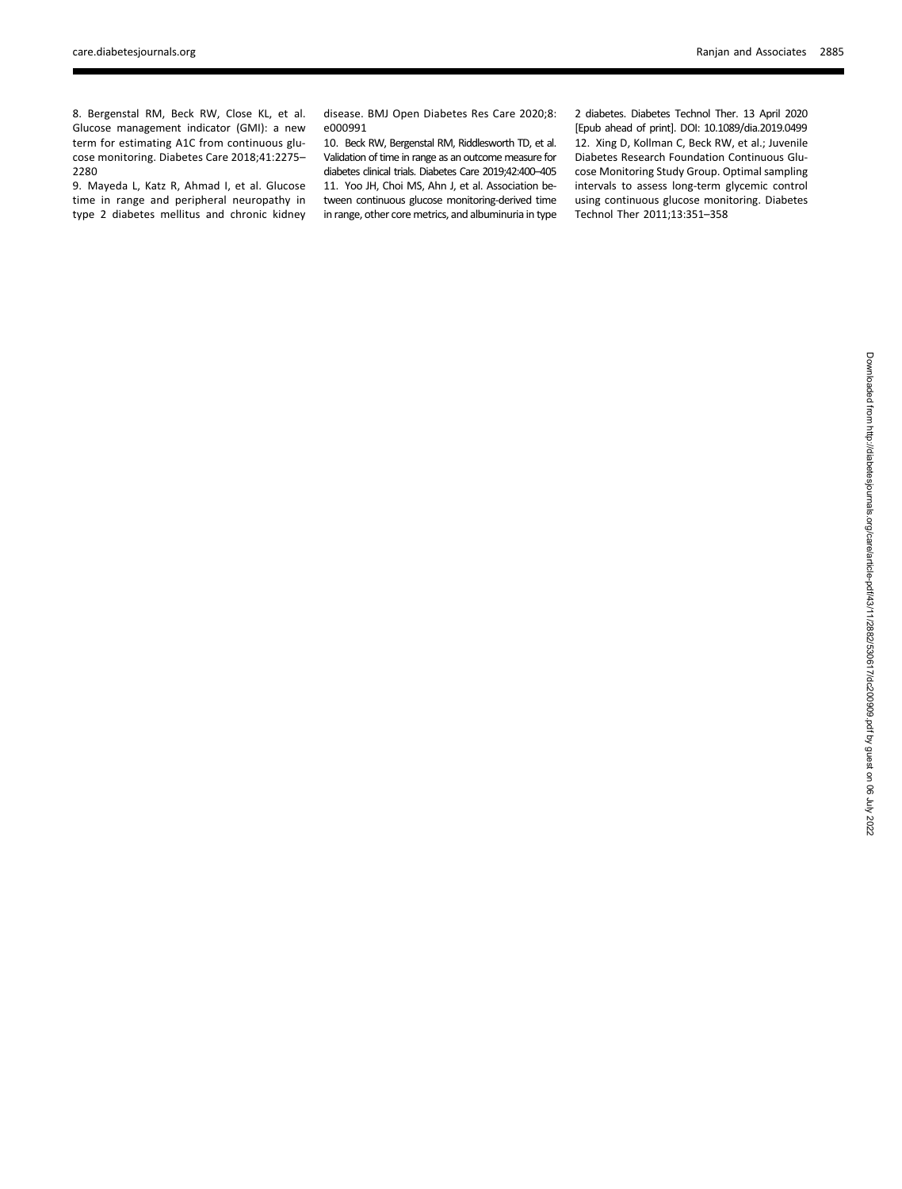8. Bergenstal RM, Beck RW, Close KL, et al. Glucose management indicator (GMI): a new term for estimating A1C from continuous glucose monitoring. Diabetes Care 2018;41:2275–2280

9. Mayeda L, Katz R, Ahmad I, et al. Glucose time in range and peripheral neuropathy in type 2 diabetes mellitus and chronic kidney disease. BMJ Open Diabetes Res Care 2020;8:e000991

10. Beck RW, Bergenstal RM, Riddlesworth TD, et al. Validation of time in range as an outcome measure for diabetes clinical trials. Diabetes Care 2019;42:400–405

11. Yoo JH, Choi MS, Ahn J, et al. Association between continuous glucose monitoring-derived time in range, other core metrics, and albuminuria in type 2 diabetes. Diabetes Technol Ther. 13 April 2020 [Epub ahead of print]. DOI: 10.1089/dia.2019.0499

12. Xing D, Kollman C, Beck RW, et al.; Juvenile Diabetes Research Foundation Continuous Glucose Monitoring Study Group. Optimal sampling intervals to assess long-term glycemic control using continuous glucose monitoring. Diabetes Technol Ther 2011;13:351–358